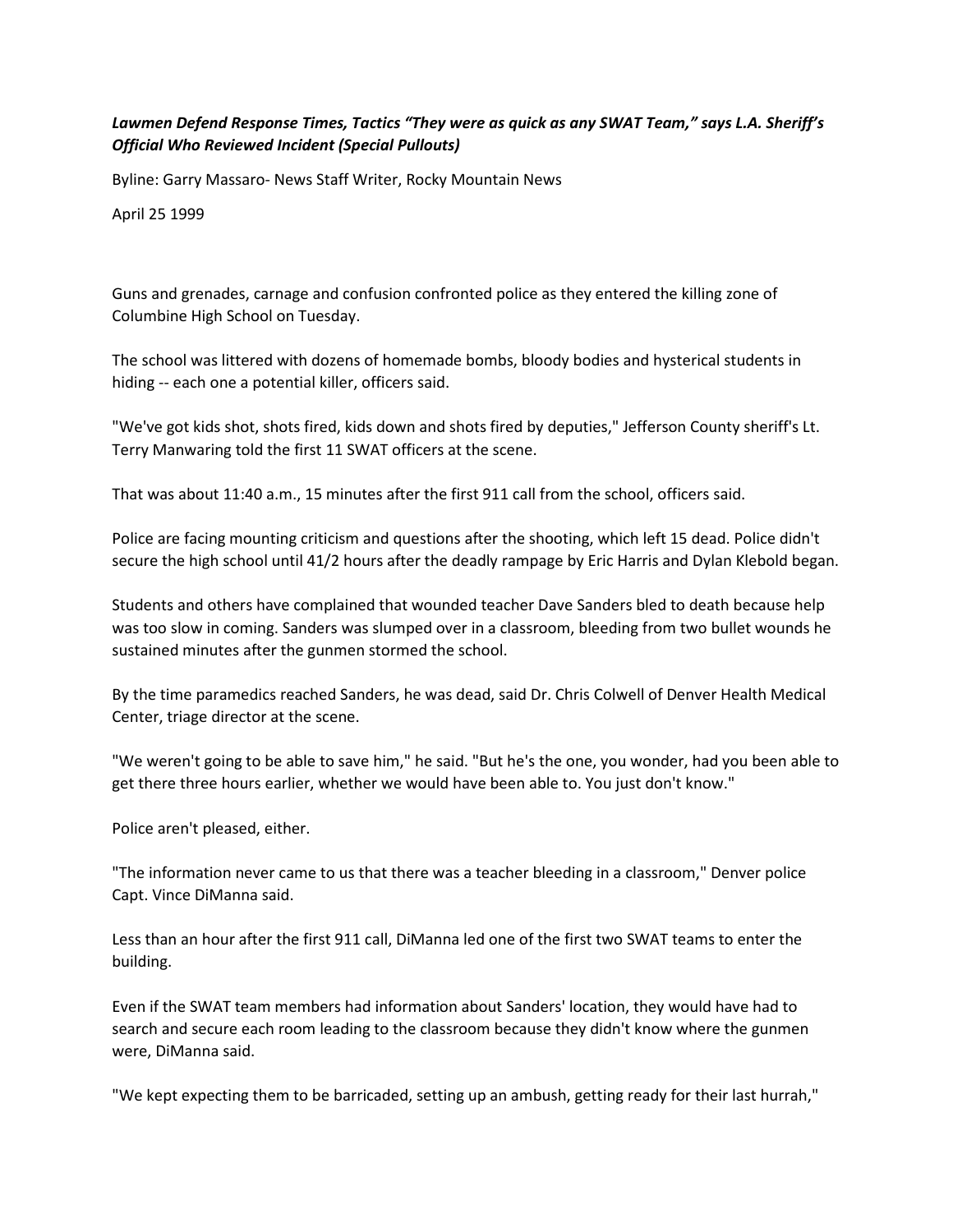***Lawmen Defend Response Times, Tactics "They were as quick as any SWAT Team," says L.A. Sheriff's Official Who Reviewed Incident (Special Pullouts)***

Byline: Garry Massaro- News Staff Writer, Rocky Mountain News

April 25 1999

Guns and grenades, carnage and confusion confronted police as they entered the killing zone of Columbine High School on Tuesday.

The school was littered with dozens of homemade bombs, bloody bodies and hysterical students in hiding -- each one a potential killer, officers said.

"We've got kids shot, shots fired, kids down and shots fired by deputies," Jefferson County sheriff's Lt. Terry Manwaring told the first 11 SWAT officers at the scene.

That was about 11:40 a.m., 15 minutes after the first 911 call from the school, officers said.

Police are facing mounting criticism and questions after the shooting, which left 15 dead. Police didn't secure the high school until 41/2 hours after the deadly rampage by Eric Harris and Dylan Klebold began.

Students and others have complained that wounded teacher Dave Sanders bled to death because help was too slow in coming. Sanders was slumped over in a classroom, bleeding from two bullet wounds he sustained minutes after the gunmen stormed the school.

By the time paramedics reached Sanders, he was dead, said Dr. Chris Colwell of Denver Health Medical Center, triage director at the scene.

"We weren't going to be able to save him," he said. "But he's the one, you wonder, had you been able to get there three hours earlier, whether we would have been able to. You just don't know."

Police aren't pleased, either.

"The information never came to us that there was a teacher bleeding in a classroom," Denver police Capt. Vince DiManna said.

Less than an hour after the first 911 call, DiManna led one of the first two SWAT teams to enter the building.

Even if the SWAT team members had information about Sanders' location, they would have had to search and secure each room leading to the classroom because they didn't know where the gunmen were, DiManna said.

"We kept expecting them to be barricaded, setting up an ambush, getting ready for their last hurrah,"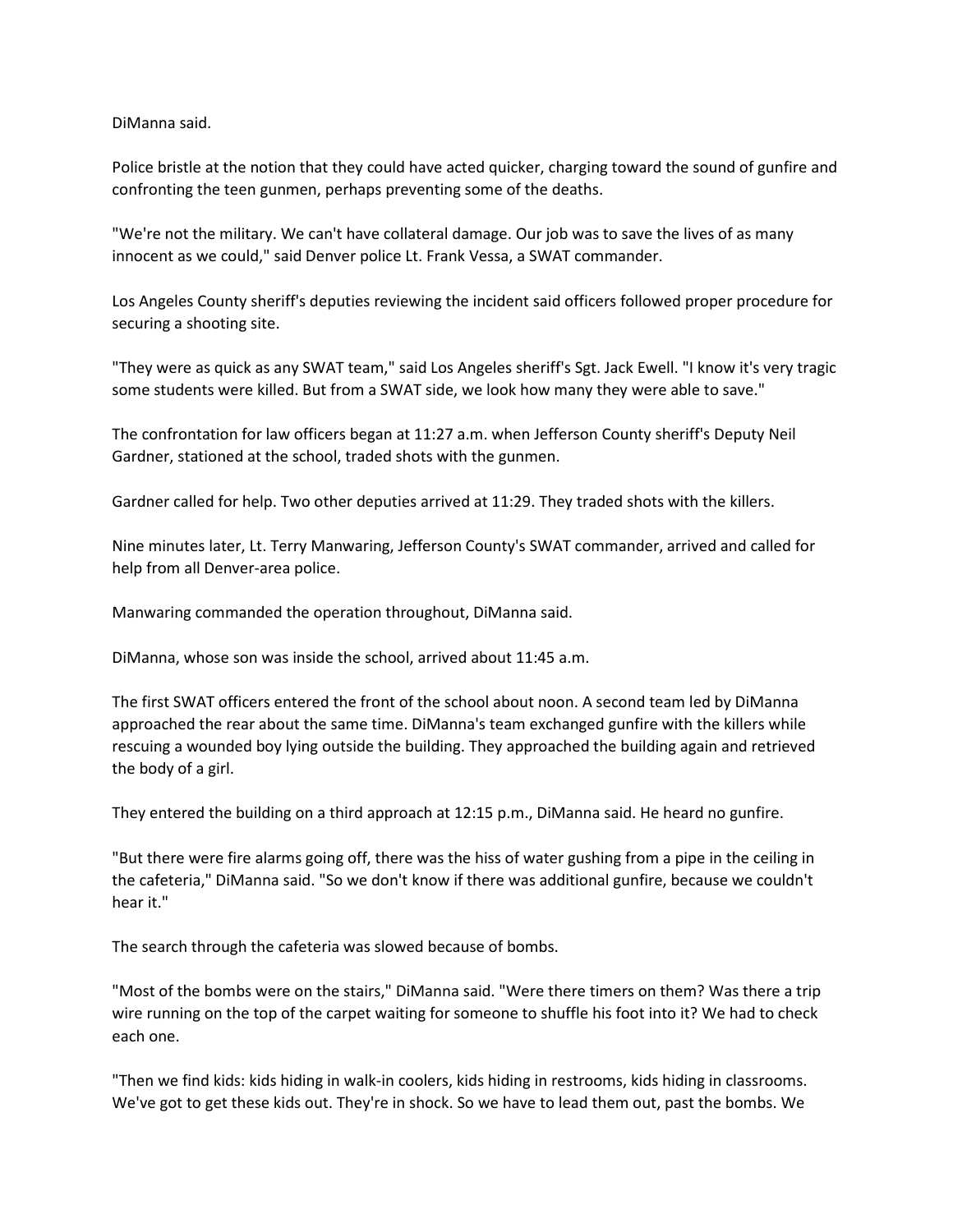DiManna said.

Police bristle at the notion that they could have acted quicker, charging toward the sound of gunfire and confronting the teen gunmen, perhaps preventing some of the deaths.

"We're not the military. We can't have collateral damage. Our job was to save the lives of as many innocent as we could," said Denver police Lt. Frank Vessa, a SWAT commander.

Los Angeles County sheriff's deputies reviewing the incident said officers followed proper procedure for securing a shooting site.

"They were as quick as any SWAT team," said Los Angeles sheriff's Sgt. Jack Ewell. "I know it's very tragic some students were killed. But from a SWAT side, we look how many they were able to save."

The confrontation for law officers began at 11:27 a.m. when Jefferson County sheriff's Deputy Neil Gardner, stationed at the school, traded shots with the gunmen.

Gardner called for help. Two other deputies arrived at 11:29. They traded shots with the killers.

Nine minutes later, Lt. Terry Manwaring, Jefferson County's SWAT commander, arrived and called for help from all Denver-area police.

Manwaring commanded the operation throughout, DiManna said.

DiManna, whose son was inside the school, arrived about 11:45 a.m.

The first SWAT officers entered the front of the school about noon. A second team led by DiManna approached the rear about the same time. DiManna's team exchanged gunfire with the killers while rescuing a wounded boy lying outside the building. They approached the building again and retrieved the body of a girl.

They entered the building on a third approach at 12:15 p.m., DiManna said. He heard no gunfire.

"But there were fire alarms going off, there was the hiss of water gushing from a pipe in the ceiling in the cafeteria," DiManna said. "So we don't know if there was additional gunfire, because we couldn't hear it."

The search through the cafeteria was slowed because of bombs.

"Most of the bombs were on the stairs," DiManna said. "Were there timers on them? Was there a trip wire running on the top of the carpet waiting for someone to shuffle his foot into it? We had to check each one.

"Then we find kids: kids hiding in walk-in coolers, kids hiding in restrooms, kids hiding in classrooms. We've got to get these kids out. They're in shock. So we have to lead them out, past the bombs. We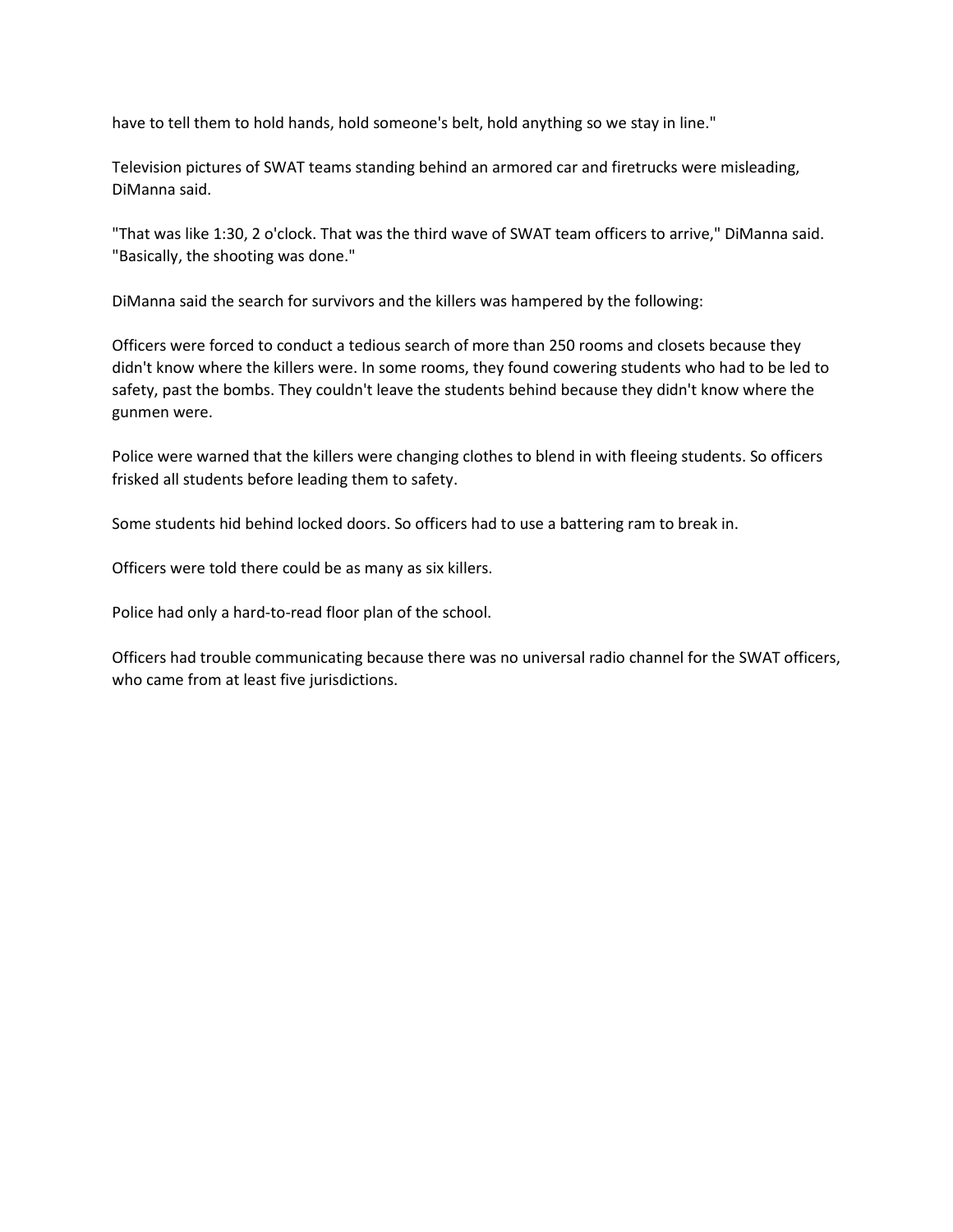have to tell them to hold hands, hold someone's belt, hold anything so we stay in line."

Television pictures of SWAT teams standing behind an armored car and firetrucks were misleading, DiManna said.

"That was like 1:30, 2 o'clock. That was the third wave of SWAT team officers to arrive," DiManna said. "Basically, the shooting was done."

DiManna said the search for survivors and the killers was hampered by the following:

Officers were forced to conduct a tedious search of more than 250 rooms and closets because they didn't know where the killers were. In some rooms, they found cowering students who had to be led to safety, past the bombs. They couldn't leave the students behind because they didn't know where the gunmen were.

Police were warned that the killers were changing clothes to blend in with fleeing students. So officers frisked all students before leading them to safety.

Some students hid behind locked doors. So officers had to use a battering ram to break in.

Officers were told there could be as many as six killers.

Police had only a hard-to-read floor plan of the school.

Officers had trouble communicating because there was no universal radio channel for the SWAT officers, who came from at least five jurisdictions.